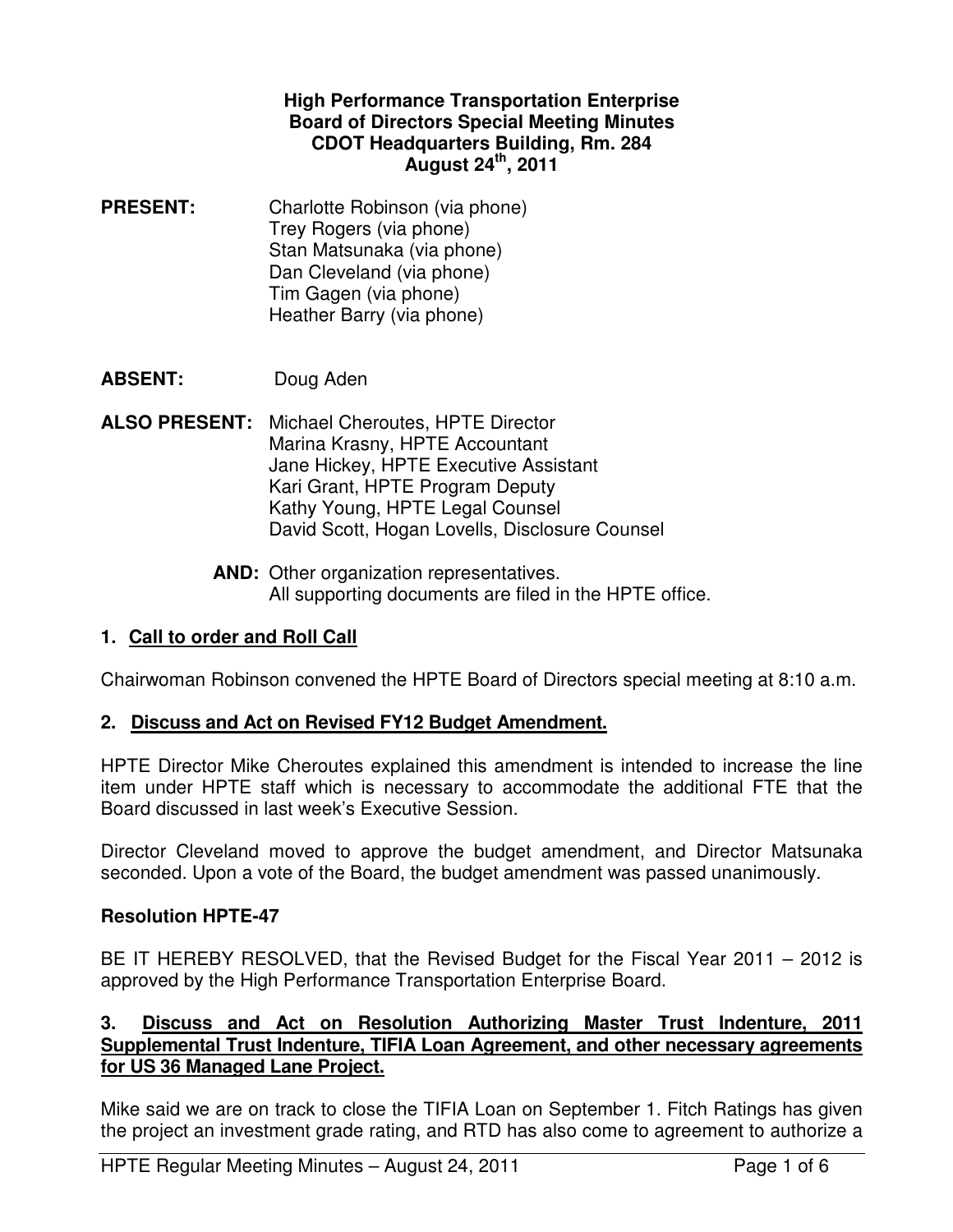**High Performance Transportation Enterprise**
**Board of Directors Special Meeting Minutes**
**CDOT Headquarters Building, Rm. 284**
**August 24th, 2011**

**PRESENT:** Charlotte Robinson (via phone)
Trey Rogers (via phone)
Stan Matsunaka (via phone)
Dan Cleveland (via phone)
Tim Gagen (via phone)
Heather Barry (via phone)

**ABSENT:** Doug Aden

**ALSO PRESENT:** Michael Cheroutes, HPTE Director
Marina Krasny, HPTE Accountant
Jane Hickey, HPTE Executive Assistant
Kari Grant, HPTE Program Deputy
Kathy Young, HPTE Legal Counsel
David Scott, Hogan Lovells, Disclosure Counsel

**AND:** Other organization representatives.
All supporting documents are filed in the HPTE office.

## 1. Call to order and Roll Call

Chairwoman Robinson convened the HPTE Board of Directors special meeting at 8:10 a.m.

## 2. Discuss and Act on Revised FY12 Budget Amendment.

HPTE Director Mike Cheroutes explained this amendment is intended to increase the line item under HPTE staff which is necessary to accommodate the additional FTE that the Board discussed in last week's Executive Session.

Director Cleveland moved to approve the budget amendment, and Director Matsunaka seconded. Upon a vote of the Board, the budget amendment was passed unanimously.

### Resolution HPTE-47

BE IT HEREBY RESOLVED, that the Revised Budget for the Fiscal Year 2011 – 2012 is approved by the High Performance Transportation Enterprise Board.

## 3. Discuss and Act on Resolution Authorizing Master Trust Indenture, 2011 Supplemental Trust Indenture, TIFIA Loan Agreement, and other necessary agreements for US 36 Managed Lane Project.

Mike said we are on track to close the TIFIA Loan on September 1. Fitch Ratings has given the project an investment grade rating, and RTD has also come to agreement to authorize a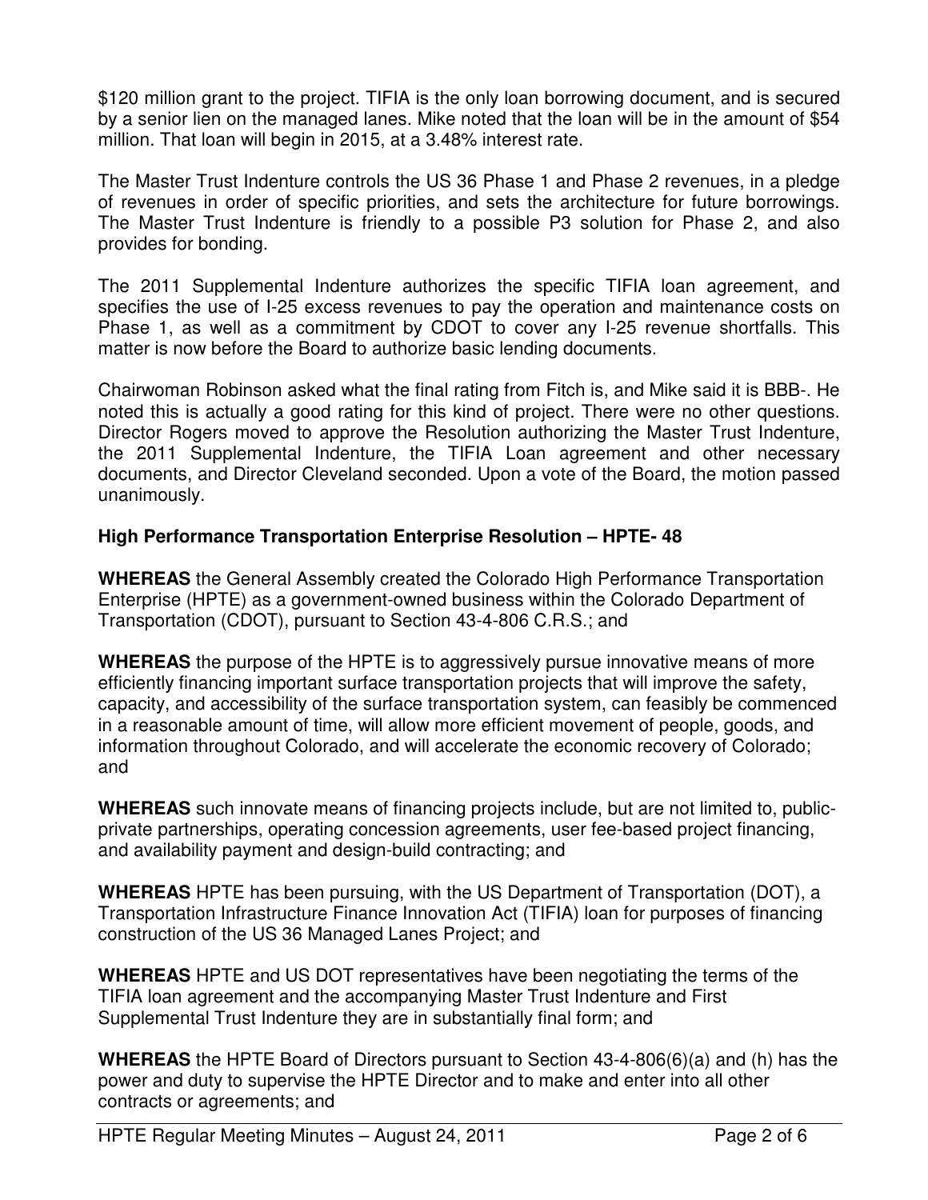$120 million grant to the project. TIFIA is the only loan borrowing document, and is secured by a senior lien on the managed lanes. Mike noted that the loan will be in the amount of $54 million. That loan will begin in 2015, at a 3.48% interest rate.

The Master Trust Indenture controls the US 36 Phase 1 and Phase 2 revenues, in a pledge of revenues in order of specific priorities, and sets the architecture for future borrowings. The Master Trust Indenture is friendly to a possible P3 solution for Phase 2, and also provides for bonding.

The 2011 Supplemental Indenture authorizes the specific TIFIA loan agreement, and specifies the use of I-25 excess revenues to pay the operation and maintenance costs on Phase 1, as well as a commitment by CDOT to cover any I-25 revenue shortfalls. This matter is now before the Board to authorize basic lending documents.

Chairwoman Robinson asked what the final rating from Fitch is, and Mike said it is BBB-. He noted this is actually a good rating for this kind of project. There were no other questions. Director Rogers moved to approve the Resolution authorizing the Master Trust Indenture, the 2011 Supplemental Indenture, the TIFIA Loan agreement and other necessary documents, and Director Cleveland seconded. Upon a vote of the Board, the motion passed unanimously.

### High Performance Transportation Enterprise Resolution – HPTE- 48

**WHEREAS** the General Assembly created the Colorado High Performance Transportation Enterprise (HPTE) as a government-owned business within the Colorado Department of Transportation (CDOT), pursuant to Section 43-4-806 C.R.S.; and

**WHEREAS** the purpose of the HPTE is to aggressively pursue innovative means of more efficiently financing important surface transportation projects that will improve the safety, capacity, and accessibility of the surface transportation system, can feasibly be commenced in a reasonable amount of time, will allow more efficient movement of people, goods, and information throughout Colorado, and will accelerate the economic recovery of Colorado; and

**WHEREAS** such innovate means of financing projects include, but are not limited to, public-private partnerships, operating concession agreements, user fee-based project financing, and availability payment and design-build contracting; and

**WHEREAS** HPTE has been pursuing, with the US Department of Transportation (DOT), a Transportation Infrastructure Finance Innovation Act (TIFIA) loan for purposes of financing construction of the US 36 Managed Lanes Project; and

**WHEREAS** HPTE and US DOT representatives have been negotiating the terms of the TIFIA loan agreement and the accompanying Master Trust Indenture and First Supplemental Trust Indenture they are in substantially final form; and

**WHEREAS** the HPTE Board of Directors pursuant to Section 43-4-806(6)(a) and (h) has the power and duty to supervise the HPTE Director and to make and enter into all other contracts or agreements; and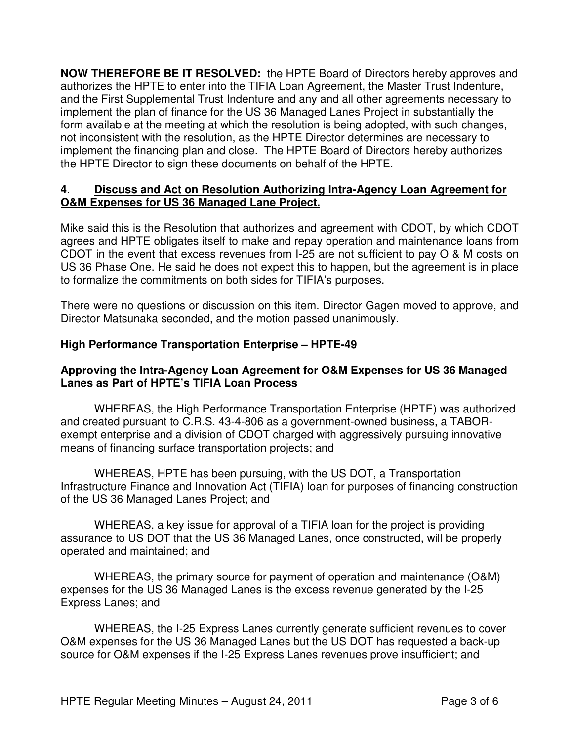**NOW THEREFORE BE IT RESOLVED:** the HPTE Board of Directors hereby approves and authorizes the HPTE to enter into the TIFIA Loan Agreement, the Master Trust Indenture, and the First Supplemental Trust Indenture and any and all other agreements necessary to implement the plan of finance for the US 36 Managed Lanes Project in substantially the form available at the meeting at which the resolution is being adopted, with such changes, not inconsistent with the resolution, as the HPTE Director determines are necessary to implement the financing plan and close. The HPTE Board of Directors hereby authorizes the HPTE Director to sign these documents on behalf of the HPTE.

**4**. **<u>Discuss and Act on Resolution Authorizing Intra-Agency Loan Agreement for O&M Expenses for US 36 Managed Lane Project.</u>**

Mike said this is the Resolution that authorizes and agreement with CDOT, by which CDOT agrees and HPTE obligates itself to make and repay operation and maintenance loans from CDOT in the event that excess revenues from I-25 are not sufficient to pay O & M costs on US 36 Phase One. He said he does not expect this to happen, but the agreement is in place to formalize the commitments on both sides for TIFIA's purposes.

There were no questions or discussion on this item. Director Gagen moved to approve, and Director Matsunaka seconded, and the motion passed unanimously.

**High Performance Transportation Enterprise – HPTE-49**

**Approving the Intra-Agency Loan Agreement for O&M Expenses for US 36 Managed Lanes as Part of HPTE's TIFIA Loan Process**

WHEREAS, the High Performance Transportation Enterprise (HPTE) was authorized and created pursuant to C.R.S. 43-4-806 as a government-owned business, a TABOR-exempt enterprise and a division of CDOT charged with aggressively pursuing innovative means of financing surface transportation projects; and

WHEREAS, HPTE has been pursuing, with the US DOT, a Transportation Infrastructure Finance and Innovation Act (TIFIA) loan for purposes of financing construction of the US 36 Managed Lanes Project; and

WHEREAS, a key issue for approval of a TIFIA loan for the project is providing assurance to US DOT that the US 36 Managed Lanes, once constructed, will be properly operated and maintained; and

WHEREAS, the primary source for payment of operation and maintenance (O&M) expenses for the US 36 Managed Lanes is the excess revenue generated by the I-25 Express Lanes; and

WHEREAS, the I-25 Express Lanes currently generate sufficient revenues to cover O&M expenses for the US 36 Managed Lanes but the US DOT has requested a back-up source for O&M expenses if the I-25 Express Lanes revenues prove insufficient; and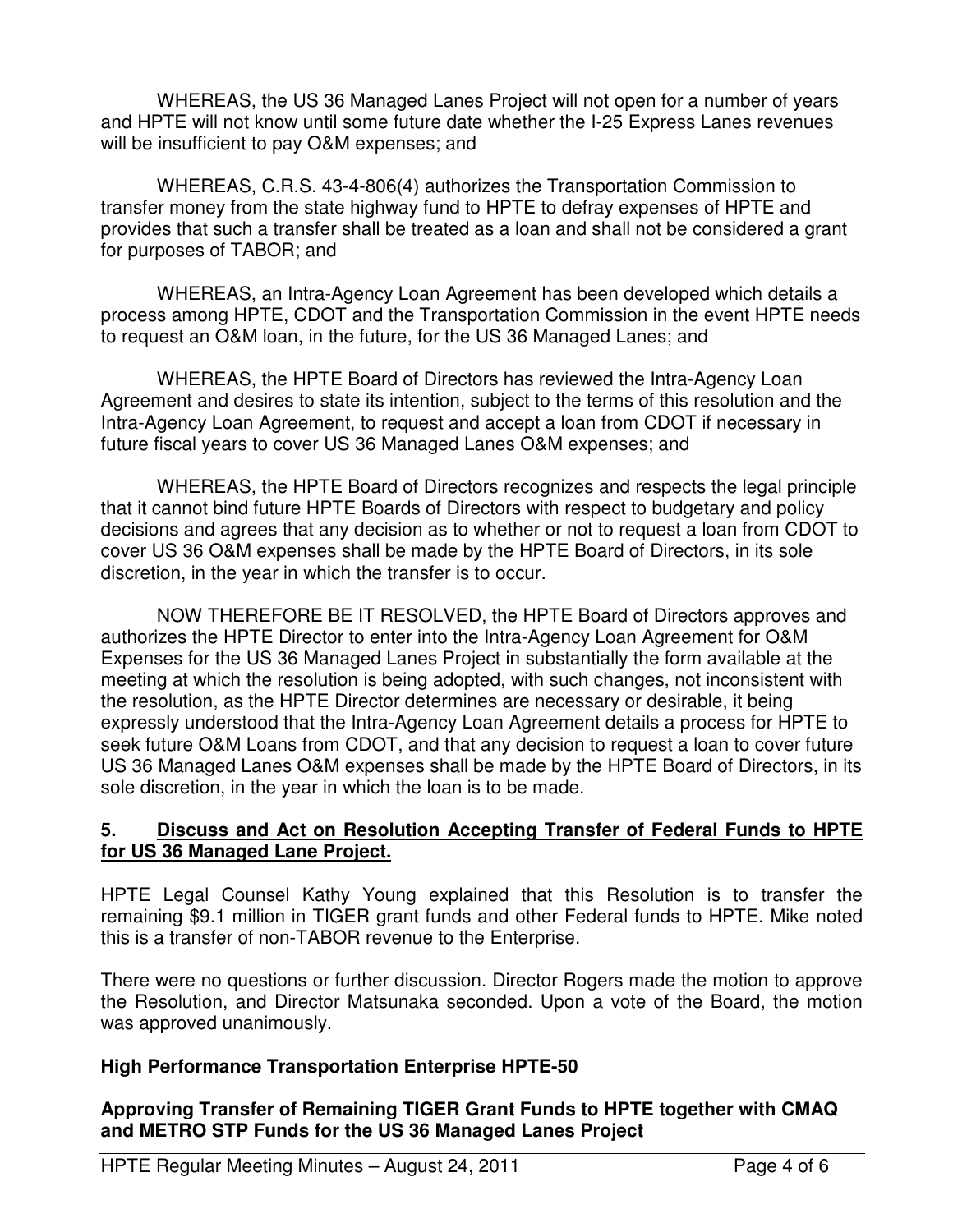WHEREAS, the US 36 Managed Lanes Project will not open for a number of years and HPTE will not know until some future date whether the I-25 Express Lanes revenues will be insufficient to pay O&M expenses; and

WHEREAS, C.R.S. 43-4-806(4) authorizes the Transportation Commission to transfer money from the state highway fund to HPTE to defray expenses of HPTE and provides that such a transfer shall be treated as a loan and shall not be considered a grant for purposes of TABOR; and

WHEREAS, an Intra-Agency Loan Agreement has been developed which details a process among HPTE, CDOT and the Transportation Commission in the event HPTE needs to request an O&M loan, in the future, for the US 36 Managed Lanes; and

WHEREAS, the HPTE Board of Directors has reviewed the Intra-Agency Loan Agreement and desires to state its intention, subject to the terms of this resolution and the Intra-Agency Loan Agreement, to request and accept a loan from CDOT if necessary in future fiscal years to cover US 36 Managed Lanes O&M expenses; and

WHEREAS, the HPTE Board of Directors recognizes and respects the legal principle that it cannot bind future HPTE Boards of Directors with respect to budgetary and policy decisions and agrees that any decision as to whether or not to request a loan from CDOT to cover US 36 O&M expenses shall be made by the HPTE Board of Directors, in its sole discretion, in the year in which the transfer is to occur.

NOW THEREFORE BE IT RESOLVED, the HPTE Board of Directors approves and authorizes the HPTE Director to enter into the Intra-Agency Loan Agreement for O&M Expenses for the US 36 Managed Lanes Project in substantially the form available at the meeting at which the resolution is being adopted, with such changes, not inconsistent with the resolution, as the HPTE Director determines are necessary or desirable, it being expressly understood that the Intra-Agency Loan Agreement details a process for HPTE to seek future O&M Loans from CDOT, and that any decision to request a loan to cover future US 36 Managed Lanes O&M expenses shall be made by the HPTE Board of Directors, in its sole discretion, in the year in which the loan is to be made.

## 5. Discuss and Act on Resolution Accepting Transfer of Federal Funds to HPTE for US 36 Managed Lane Project.

HPTE Legal Counsel Kathy Young explained that this Resolution is to transfer the remaining $9.1 million in TIGER grant funds and other Federal funds to HPTE. Mike noted this is a transfer of non-TABOR revenue to the Enterprise.

There were no questions or further discussion. Director Rogers made the motion to approve the Resolution, and Director Matsunaka seconded. Upon a vote of the Board, the motion was approved unanimously.

**High Performance Transportation Enterprise HPTE-50**

**Approving Transfer of Remaining TIGER Grant Funds to HPTE together with CMAQ and METRO STP Funds for the US 36 Managed Lanes Project**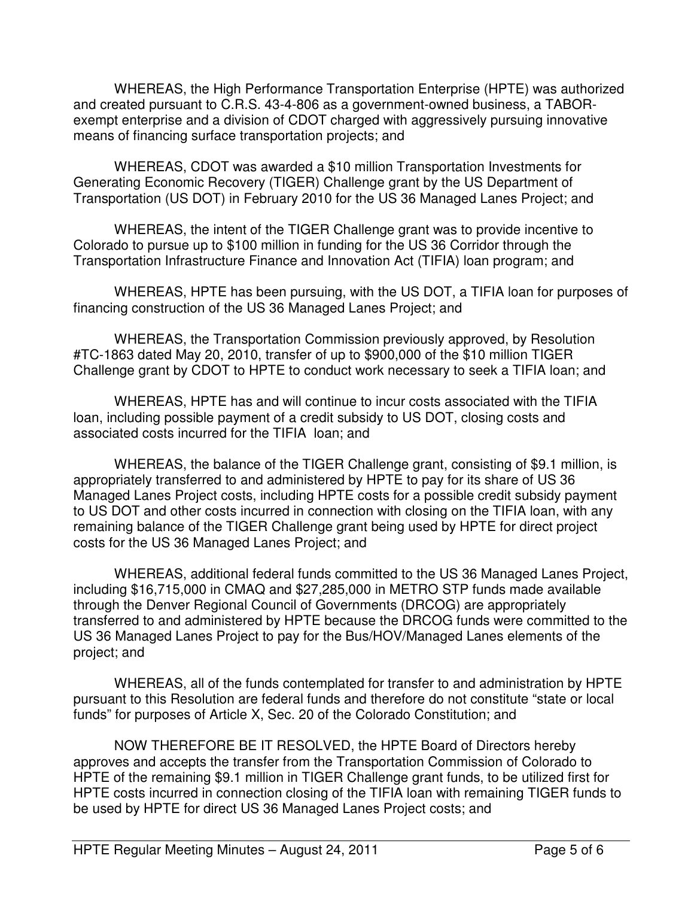WHEREAS, the High Performance Transportation Enterprise (HPTE) was authorized and created pursuant to C.R.S. 43-4-806 as a government-owned business, a TABOR-exempt enterprise and a division of CDOT charged with aggressively pursuing innovative means of financing surface transportation projects; and

WHEREAS, CDOT was awarded a $10 million Transportation Investments for Generating Economic Recovery (TIGER) Challenge grant by the US Department of Transportation (US DOT) in February 2010 for the US 36 Managed Lanes Project; and

WHEREAS, the intent of the TIGER Challenge grant was to provide incentive to Colorado to pursue up to $100 million in funding for the US 36 Corridor through the Transportation Infrastructure Finance and Innovation Act (TIFIA) loan program; and

WHEREAS, HPTE has been pursuing, with the US DOT, a TIFIA loan for purposes of financing construction of the US 36 Managed Lanes Project; and

WHEREAS, the Transportation Commission previously approved, by Resolution #TC-1863 dated May 20, 2010, transfer of up to $900,000 of the $10 million TIGER Challenge grant by CDOT to HPTE to conduct work necessary to seek a TIFIA loan; and

WHEREAS, HPTE has and will continue to incur costs associated with the TIFIA loan, including possible payment of a credit subsidy to US DOT, closing costs and associated costs incurred for the TIFIA loan; and

WHEREAS, the balance of the TIGER Challenge grant, consisting of $9.1 million, is appropriately transferred to and administered by HPTE to pay for its share of US 36 Managed Lanes Project costs, including HPTE costs for a possible credit subsidy payment to US DOT and other costs incurred in connection with closing on the TIFIA loan, with any remaining balance of the TIGER Challenge grant being used by HPTE for direct project costs for the US 36 Managed Lanes Project; and

WHEREAS, additional federal funds committed to the US 36 Managed Lanes Project, including $16,715,000 in CMAQ and $27,285,000 in METRO STP funds made available through the Denver Regional Council of Governments (DRCOG) are appropriately transferred to and administered by HPTE because the DRCOG funds were committed to the US 36 Managed Lanes Project to pay for the Bus/HOV/Managed Lanes elements of the project; and

WHEREAS, all of the funds contemplated for transfer to and administration by HPTE pursuant to this Resolution are federal funds and therefore do not constitute "state or local funds" for purposes of Article X, Sec. 20 of the Colorado Constitution; and

NOW THEREFORE BE IT RESOLVED, the HPTE Board of Directors hereby approves and accepts the transfer from the Transportation Commission of Colorado to HPTE of the remaining $9.1 million in TIGER Challenge grant funds, to be utilized first for HPTE costs incurred in connection closing of the TIFIA loan with remaining TIGER funds to be used by HPTE for direct US 36 Managed Lanes Project costs; and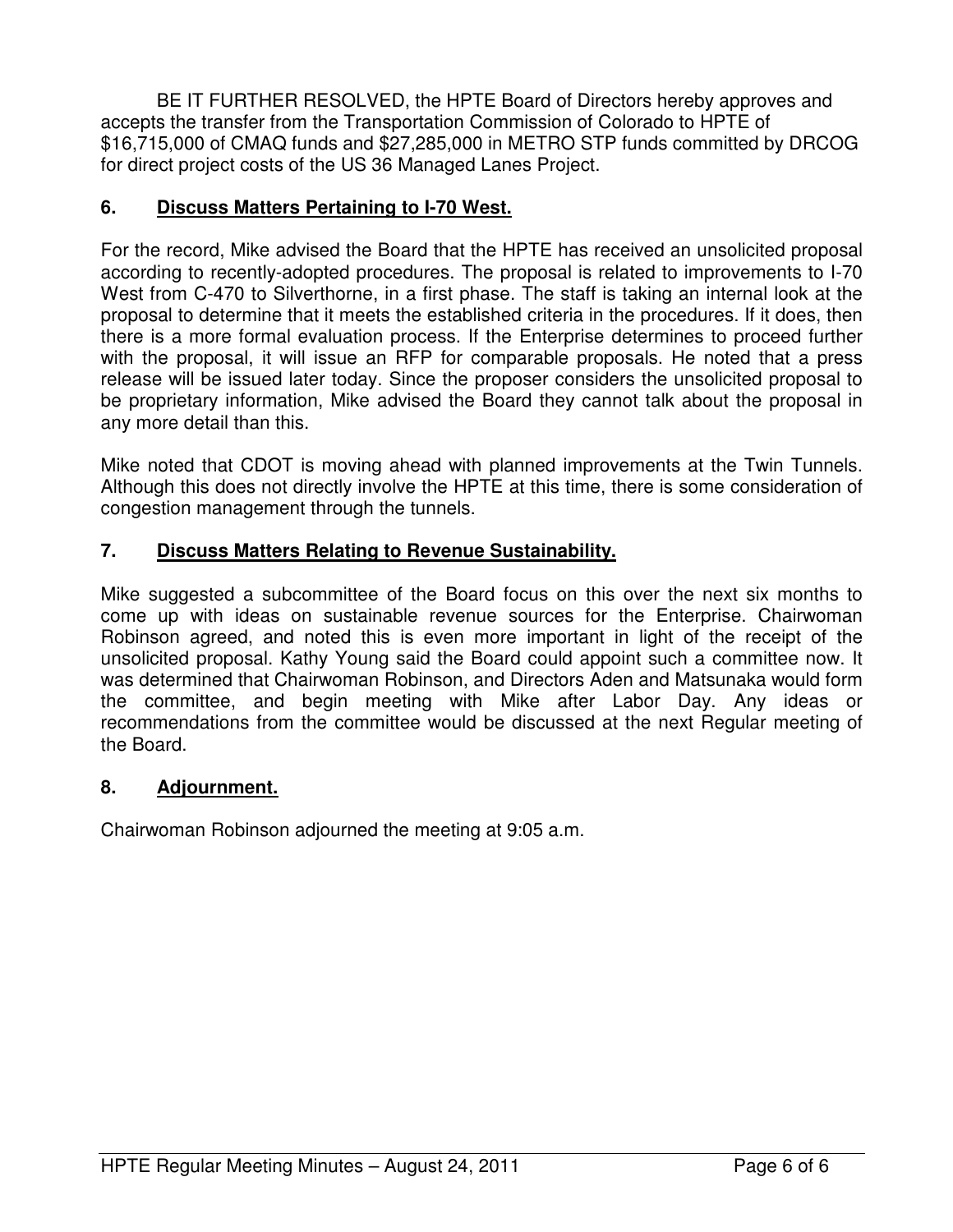BE IT FURTHER RESOLVED, the HPTE Board of Directors hereby approves and accepts the transfer from the Transportation Commission of Colorado to HPTE of $16,715,000 of CMAQ funds and $27,285,000 in METRO STP funds committed by DRCOG for direct project costs of the US 36 Managed Lanes Project.

## 6. Discuss Matters Pertaining to I-70 West.

For the record, Mike advised the Board that the HPTE has received an unsolicited proposal according to recently-adopted procedures. The proposal is related to improvements to I-70 West from C-470 to Silverthorne, in a first phase. The staff is taking an internal look at the proposal to determine that it meets the established criteria in the procedures. If it does, then there is a more formal evaluation process. If the Enterprise determines to proceed further with the proposal, it will issue an RFP for comparable proposals. He noted that a press release will be issued later today. Since the proposer considers the unsolicited proposal to be proprietary information, Mike advised the Board they cannot talk about the proposal in any more detail than this.

Mike noted that CDOT is moving ahead with planned improvements at the Twin Tunnels. Although this does not directly involve the HPTE at this time, there is some consideration of congestion management through the tunnels.

## 7. Discuss Matters Relating to Revenue Sustainability.

Mike suggested a subcommittee of the Board focus on this over the next six months to come up with ideas on sustainable revenue sources for the Enterprise. Chairwoman Robinson agreed, and noted this is even more important in light of the receipt of the unsolicited proposal. Kathy Young said the Board could appoint such a committee now. It was determined that Chairwoman Robinson, and Directors Aden and Matsunaka would form the committee, and begin meeting with Mike after Labor Day. Any ideas or recommendations from the committee would be discussed at the next Regular meeting of the Board.

## 8. Adjournment.

Chairwoman Robinson adjourned the meeting at 9:05 a.m.